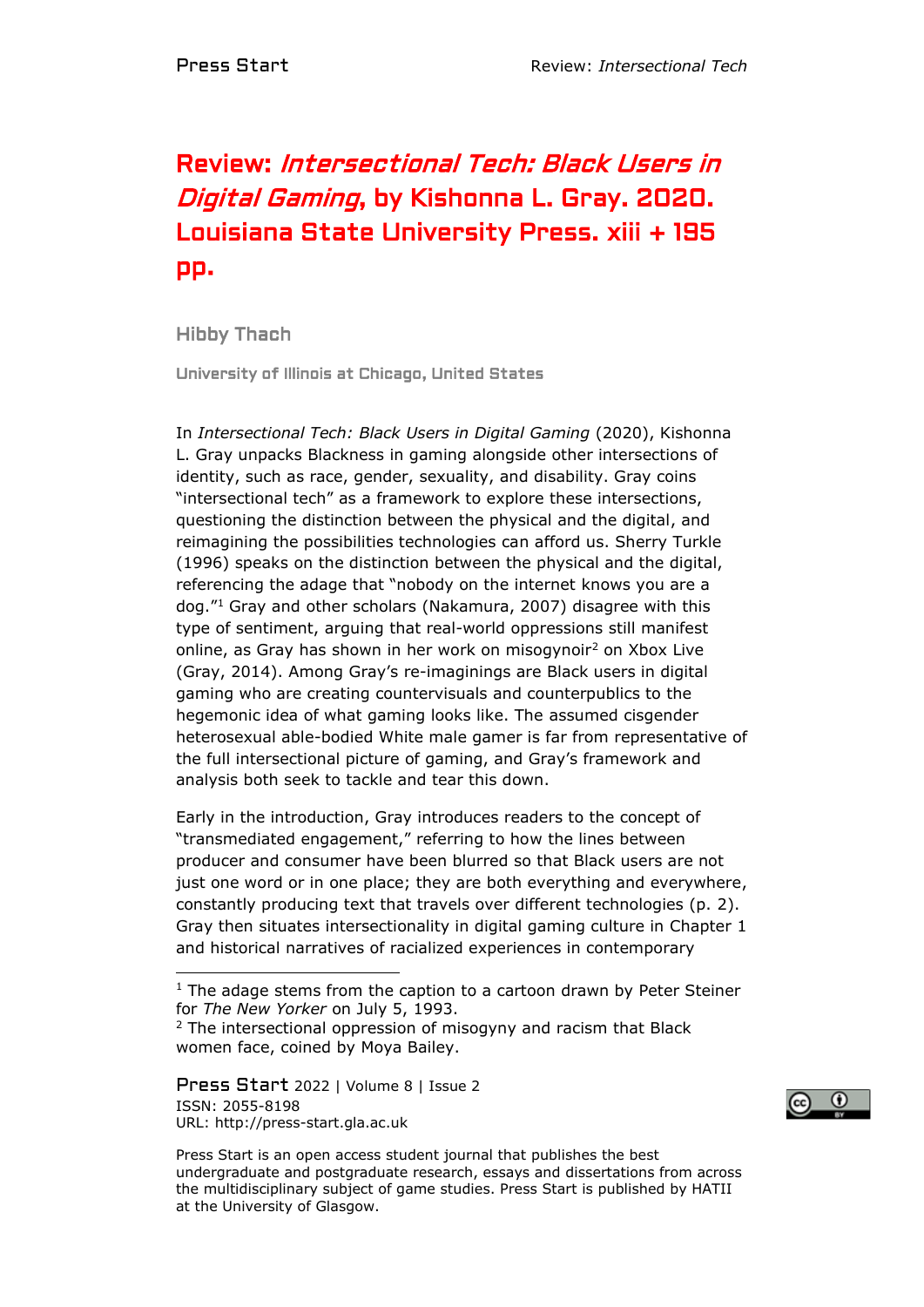# Review: *Intersectional Tech: Black Users in Digital Gaming*, by Kishonna L. Gray. 2020. Louisiana State University Press. xiii + 195 pp.

**Hibby Thach**

**University of Illinois at Chicago, United States**

In *Intersectional Tech: Black Users in Digital Gaming* (2020), Kishonna L. Gray unpacks Blackness in gaming alongside other intersections of identity, such as race, gender, sexuality, and disability. Gray coins "intersectional tech" as a framework to explore these intersections, questioning the distinction between the physical and the digital, and reimagining the possibilities technologies can afford us. Sherry Turkle (1996) speaks on the distinction between the physical and the digital, referencing the adage that "nobody on the internet knows you are a dog."[1] Gray and other scholars (Nakamura, 2007) disagree with this type of sentiment, arguing that real-world oppressions still manifest online, as Gray has shown in her work on misogynoir[2] on Xbox Live (Gray, 2014). Among Gray's re-imaginings are Black users in digital gaming who are creating countervisuals and counterpublics to the hegemonic idea of what gaming looks like. The assumed cisgender heterosexual able-bodied White male gamer is far from representative of the full intersectional picture of gaming, and Gray's framework and analysis both seek to tackle and tear this down.

Early in the introduction, Gray introduces readers to the concept of "transmediated engagement," referring to how the lines between producer and consumer have been blurred so that Black users are not just one word or in one place; they are both everything and everywhere, constantly producing text that travels over different technologies (p. 2). Gray then situates intersectionality in digital gaming culture in Chapter 1 and historical narratives of racialized experiences in contemporary

---

[1] The adage stems from the caption to a cartoon drawn by Peter Steiner for *The New Yorker* on July 5, 1993.

[2] The intersectional oppression of misogyny and racism that Black women face, coined by Moya Bailey.

Press Start is an open access student journal that publishes the best undergraduate and postgraduate research, essays and dissertations from across the multidisciplinary subject of game studies. Press Start is published by HATII at the University of Glasgow.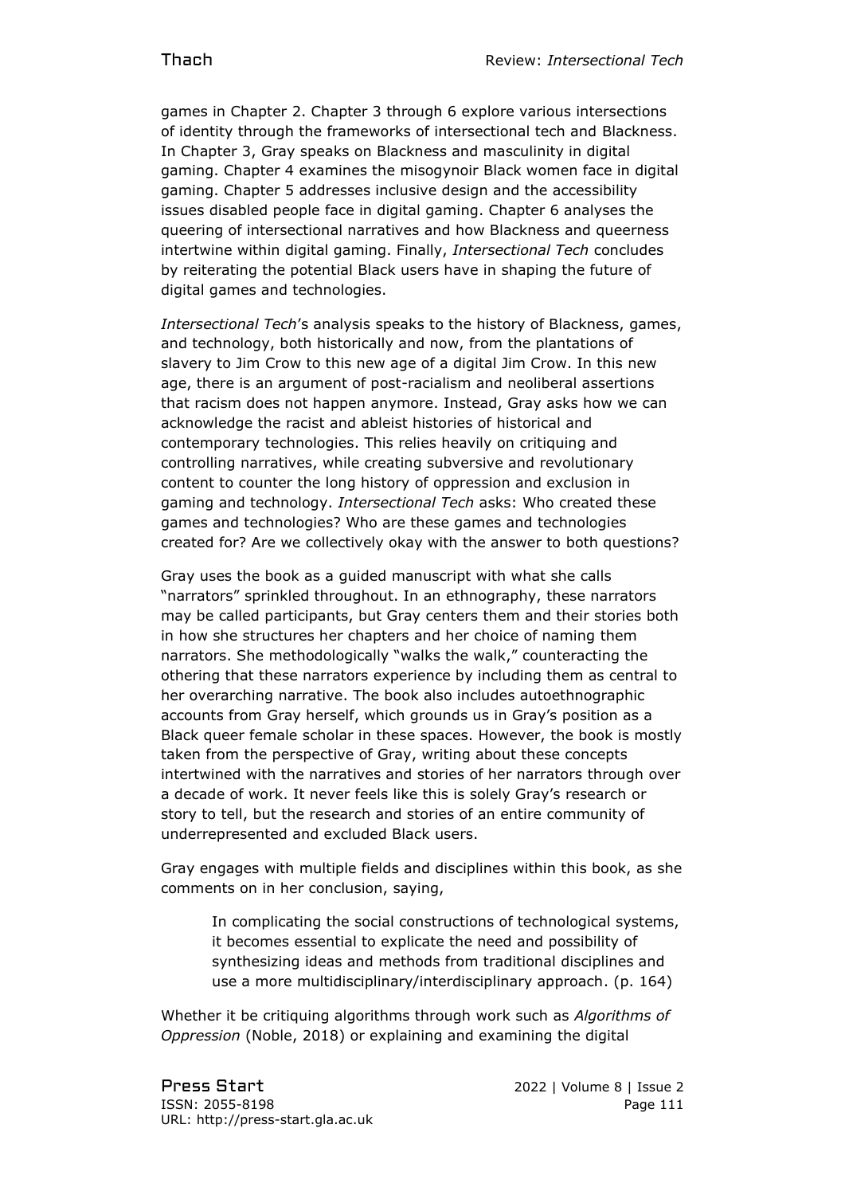games in Chapter 2. Chapter 3 through 6 explore various intersections of identity through the frameworks of intersectional tech and Blackness. In Chapter 3, Gray speaks on Blackness and masculinity in digital gaming. Chapter 4 examines the misogynoir Black women face in digital gaming. Chapter 5 addresses inclusive design and the accessibility issues disabled people face in digital gaming. Chapter 6 analyses the queering of intersectional narratives and how Blackness and queerness intertwine within digital gaming. Finally, *Intersectional Tech* concludes by reiterating the potential Black users have in shaping the future of digital games and technologies.

*Intersectional Tech*'s analysis speaks to the history of Blackness, games, and technology, both historically and now, from the plantations of slavery to Jim Crow to this new age of a digital Jim Crow. In this new age, there is an argument of post-racialism and neoliberal assertions that racism does not happen anymore. Instead, Gray asks how we can acknowledge the racist and ableist histories of historical and contemporary technologies. This relies heavily on critiquing and controlling narratives, while creating subversive and revolutionary content to counter the long history of oppression and exclusion in gaming and technology. *Intersectional Tech* asks: Who created these games and technologies? Who are these games and technologies created for? Are we collectively okay with the answer to both questions?

Gray uses the book as a guided manuscript with what she calls "narrators" sprinkled throughout. In an ethnography, these narrators may be called participants, but Gray centers them and their stories both in how she structures her chapters and her choice of naming them narrators. She methodologically "walks the walk," counteracting the othering that these narrators experience by including them as central to her overarching narrative. The book also includes autoethnographic accounts from Gray herself, which grounds us in Gray's position as a Black queer female scholar in these spaces. However, the book is mostly taken from the perspective of Gray, writing about these concepts intertwined with the narratives and stories of her narrators through over a decade of work. It never feels like this is solely Gray's research or story to tell, but the research and stories of an entire community of underrepresented and excluded Black users.

Gray engages with multiple fields and disciplines within this book, as she comments on in her conclusion, saying,

> In complicating the social constructions of technological systems, it becomes essential to explicate the need and possibility of synthesizing ideas and methods from traditional disciplines and use a more multidisciplinary/interdisciplinary approach. (p. 164)

Whether it be critiquing algorithms through work such as *Algorithms of Oppression* (Noble, 2018) or explaining and examining the digital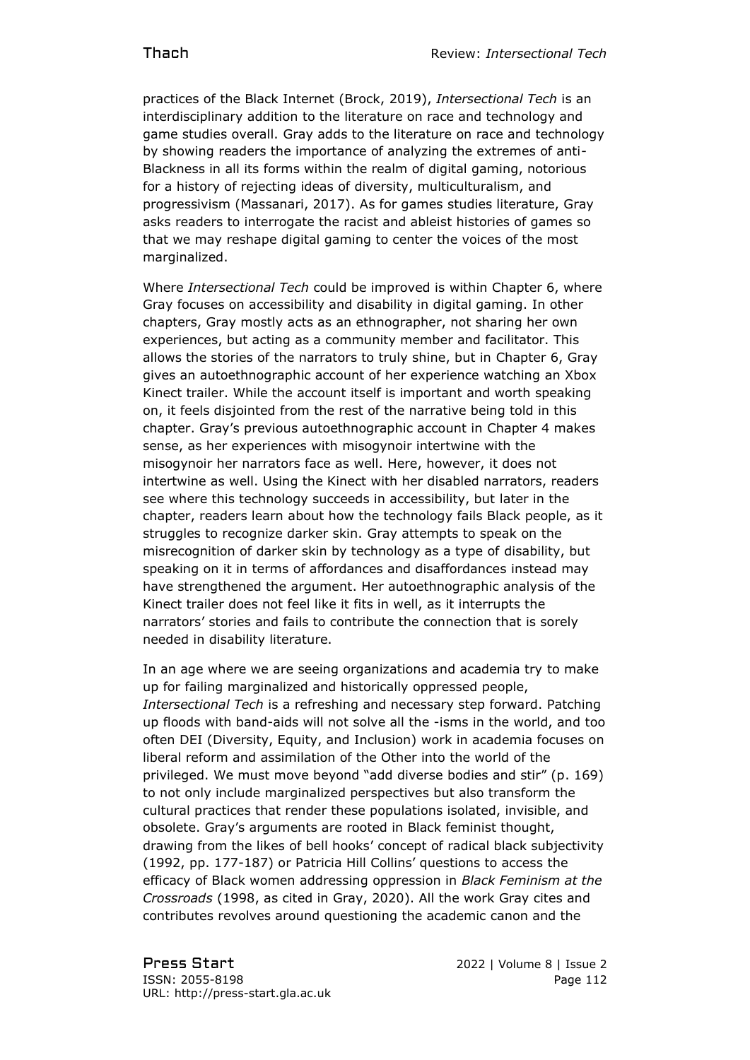practices of the Black Internet (Brock, 2019), *Intersectional Tech* is an interdisciplinary addition to the literature on race and technology and game studies overall. Gray adds to the literature on race and technology by showing readers the importance of analyzing the extremes of anti-Blackness in all its forms within the realm of digital gaming, notorious for a history of rejecting ideas of diversity, multiculturalism, and progressivism (Massanari, 2017). As for games studies literature, Gray asks readers to interrogate the racist and ableist histories of games so that we may reshape digital gaming to center the voices of the most marginalized.

Where *Intersectional Tech* could be improved is within Chapter 6, where Gray focuses on accessibility and disability in digital gaming. In other chapters, Gray mostly acts as an ethnographer, not sharing her own experiences, but acting as a community member and facilitator. This allows the stories of the narrators to truly shine, but in Chapter 6, Gray gives an autoethnographic account of her experience watching an Xbox Kinect trailer. While the account itself is important and worth speaking on, it feels disjointed from the rest of the narrative being told in this chapter. Gray's previous autoethnographic account in Chapter 4 makes sense, as her experiences with misogynoir intertwine with the misogynoir her narrators face as well. Here, however, it does not intertwine as well. Using the Kinect with her disabled narrators, readers see where this technology succeeds in accessibility, but later in the chapter, readers learn about how the technology fails Black people, as it struggles to recognize darker skin. Gray attempts to speak on the misrecognition of darker skin by technology as a type of disability, but speaking on it in terms of affordances and disaffordances instead may have strengthened the argument. Her autoethnographic analysis of the Kinect trailer does not feel like it fits in well, as it interrupts the narrators' stories and fails to contribute the connection that is sorely needed in disability literature.

In an age where we are seeing organizations and academia try to make up for failing marginalized and historically oppressed people, *Intersectional Tech* is a refreshing and necessary step forward. Patching up floods with band-aids will not solve all the -isms in the world, and too often DEI (Diversity, Equity, and Inclusion) work in academia focuses on liberal reform and assimilation of the Other into the world of the privileged. We must move beyond "add diverse bodies and stir" (p. 169) to not only include marginalized perspectives but also transform the cultural practices that render these populations isolated, invisible, and obsolete. Gray's arguments are rooted in Black feminist thought, drawing from the likes of bell hooks' concept of radical black subjectivity (1992, pp. 177-187) or Patricia Hill Collins' questions to access the efficacy of Black women addressing oppression in *Black Feminism at the Crossroads* (1998, as cited in Gray, 2020). All the work Gray cites and contributes revolves around questioning the academic canon and the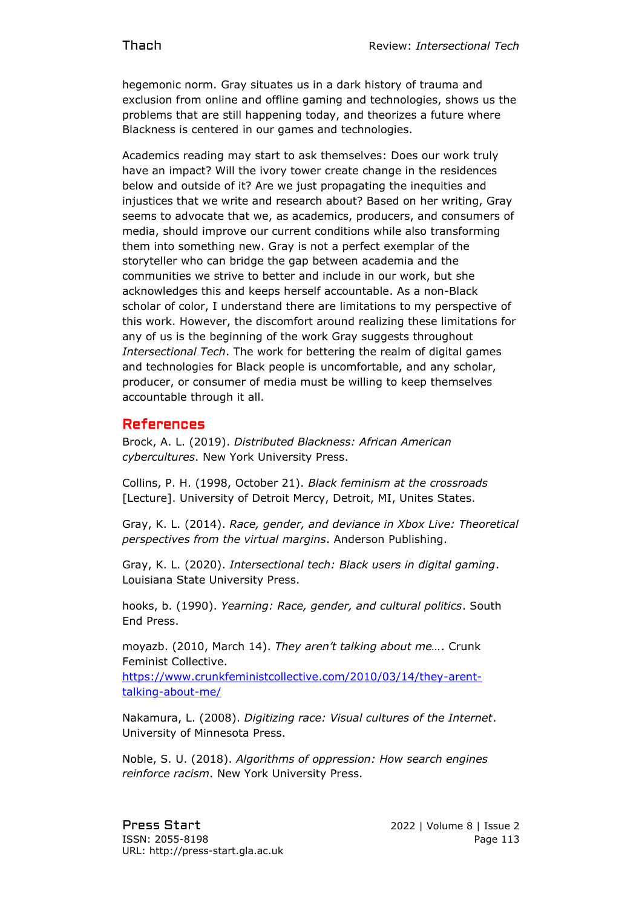hegemonic norm. Gray situates us in a dark history of trauma and exclusion from online and offline gaming and technologies, shows us the problems that are still happening today, and theorizes a future where Blackness is centered in our games and technologies.

Academics reading may start to ask themselves: Does our work truly have an impact? Will the ivory tower create change in the residences below and outside of it? Are we just propagating the inequities and injustices that we write and research about? Based on her writing, Gray seems to advocate that we, as academics, producers, and consumers of media, should improve our current conditions while also transforming them into something new. Gray is not a perfect exemplar of the storyteller who can bridge the gap between academia and the communities we strive to better and include in our work, but she acknowledges this and keeps herself accountable. As a non-Black scholar of color, I understand there are limitations to my perspective of this work. However, the discomfort around realizing these limitations for any of us is the beginning of the work Gray suggests throughout *Intersectional Tech*. The work for bettering the realm of digital games and technologies for Black people is uncomfortable, and any scholar, producer, or consumer of media must be willing to keep themselves accountable through it all.

## References

Brock, A. L. (2019). *Distributed Blackness: African American cybercultures*. New York University Press.

Collins, P. H. (1998, October 21). *Black feminism at the crossroads* [Lecture]. University of Detroit Mercy, Detroit, MI, Unites States.

Gray, K. L. (2014). *Race, gender, and deviance in Xbox Live: Theoretical perspectives from the virtual margins*. Anderson Publishing.

Gray, K. L. (2020). *Intersectional tech: Black users in digital gaming*. Louisiana State University Press.

hooks, b. (1990). *Yearning: Race, gender, and cultural politics*. South End Press.

moyazb. (2010, March 14). *They aren't talking about me…*. Crunk Feminist Collective. https://www.crunkfeministcollective.com/2010/03/14/they-arent-talking-about-me/

Nakamura, L. (2008). *Digitizing race: Visual cultures of the Internet*. University of Minnesota Press.

Noble, S. U. (2018). *Algorithms of oppression: How search engines reinforce racism*. New York University Press.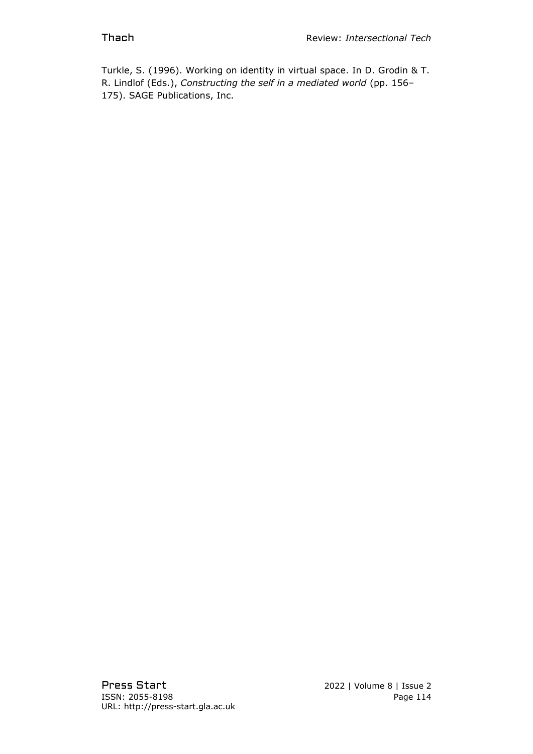Turkle, S. (1996). Working on identity in virtual space. In D. Grodin & T. R. Lindlof (Eds.), *Constructing the self in a mediated world* (pp. 156–175). SAGE Publications, Inc.